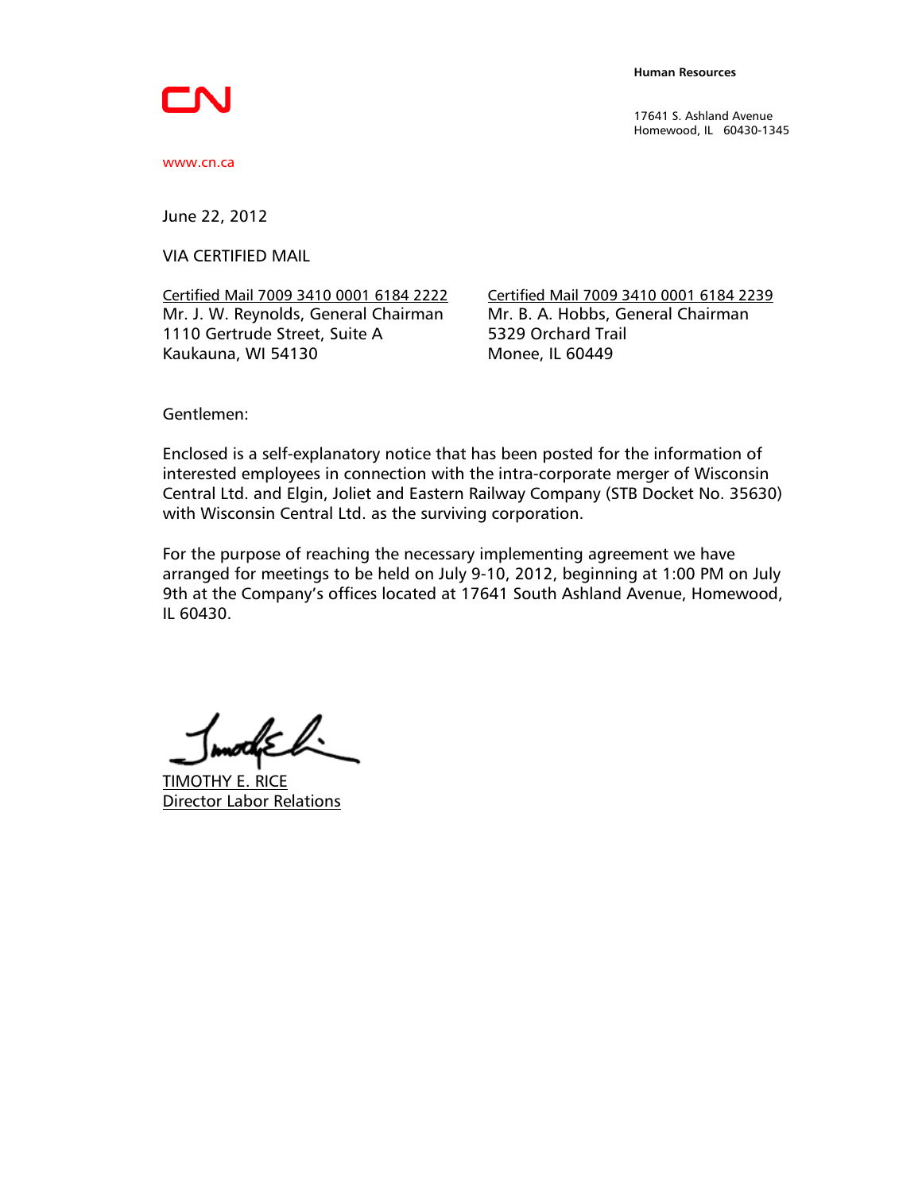CN

www.cn.ca

**Human Resources**

17641 S. Ashland Avenue
Homewood, IL 60430-1345

June 22, 2012

VIA CERTIFIED MAIL

Certified Mail 7009 3410 0001 6184 2222
Mr. J. W. Reynolds, General Chairman
1110 Gertrude Street, Suite A
Kaukauna, WI 54130

Certified Mail 7009 3410 0001 6184 2239
Mr. B. A. Hobbs, General Chairman
5329 Orchard Trail
Monee, IL 60449

Gentlemen:

Enclosed is a self-explanatory notice that has been posted for the information of interested employees in connection with the intra-corporate merger of Wisconsin Central Ltd. and Elgin, Joliet and Eastern Railway Company (STB Docket No. 35630) with Wisconsin Central Ltd. as the surviving corporation.

For the purpose of reaching the necessary implementing agreement we have arranged for meetings to be held on July 9-10, 2012, beginning at 1:00 PM on July 9th at the Company's offices located at 17641 South Ashland Avenue, Homewood, IL 60430.

TIMOTHY E. RICE
Director Labor Relations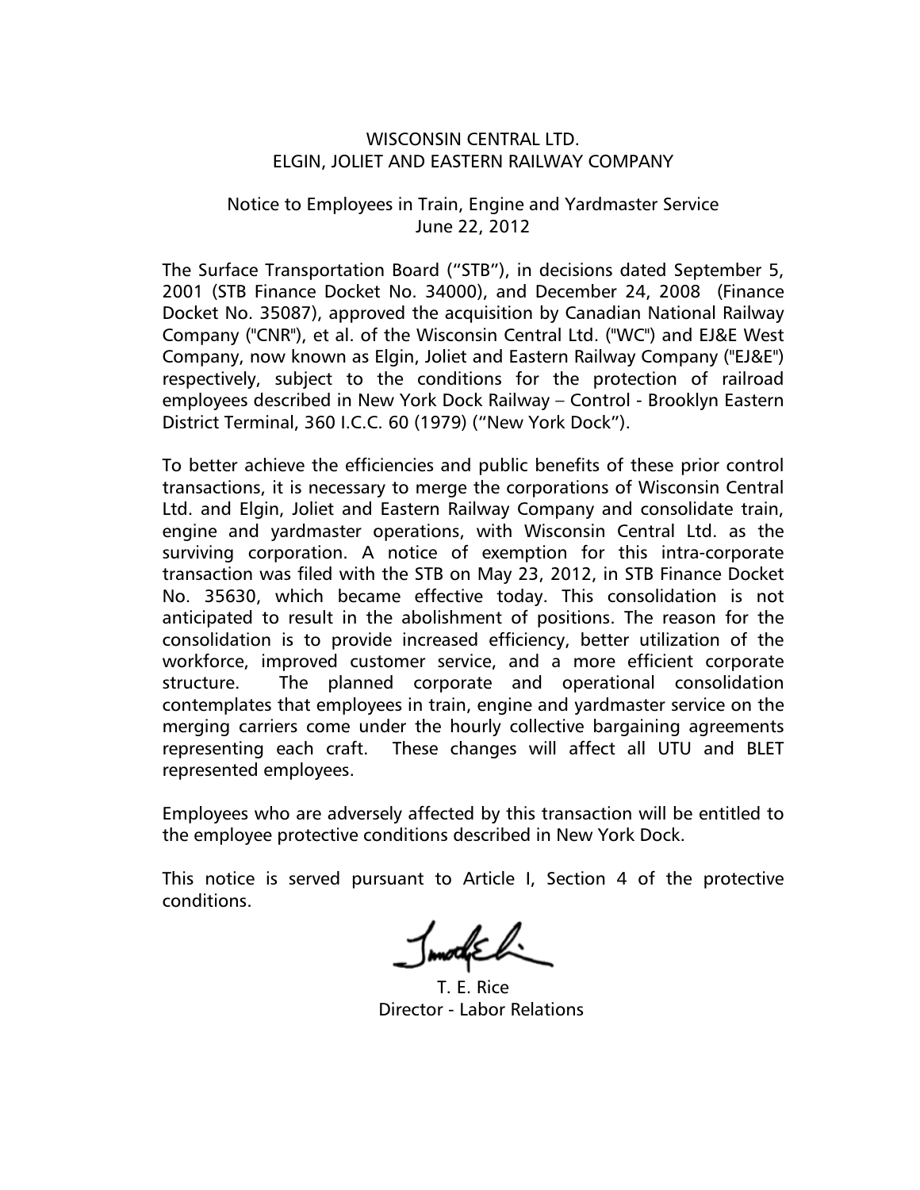WISCONSIN CENTRAL LTD.
ELGIN, JOLIET AND EASTERN RAILWAY COMPANY

Notice to Employees in Train, Engine and Yardmaster Service
June 22, 2012

The Surface Transportation Board ("STB"), in decisions dated September 5, 2001 (STB Finance Docket No. 34000), and December 24, 2008 (Finance Docket No. 35087), approved the acquisition by Canadian National Railway Company ("CNR"), et al. of the Wisconsin Central Ltd. ("WC") and EJ&E West Company, now known as Elgin, Joliet and Eastern Railway Company ("EJ&E") respectively, subject to the conditions for the protection of railroad employees described in New York Dock Railway – Control - Brooklyn Eastern District Terminal, 360 I.C.C. 60 (1979) ("New York Dock").

To better achieve the efficiencies and public benefits of these prior control transactions, it is necessary to merge the corporations of Wisconsin Central Ltd. and Elgin, Joliet and Eastern Railway Company and consolidate train, engine and yardmaster operations, with Wisconsin Central Ltd. as the surviving corporation. A notice of exemption for this intra-corporate transaction was filed with the STB on May 23, 2012, in STB Finance Docket No. 35630, which became effective today. This consolidation is not anticipated to result in the abolishment of positions. The reason for the consolidation is to provide increased efficiency, better utilization of the workforce, improved customer service, and a more efficient corporate structure. The planned corporate and operational consolidation contemplates that employees in train, engine and yardmaster service on the merging carriers come under the hourly collective bargaining agreements representing each craft. These changes will affect all UTU and BLET represented employees.

Employees who are adversely affected by this transaction will be entitled to the employee protective conditions described in New York Dock.

This notice is served pursuant to Article I, Section 4 of the protective conditions.

T. E. Rice
Director - Labor Relations